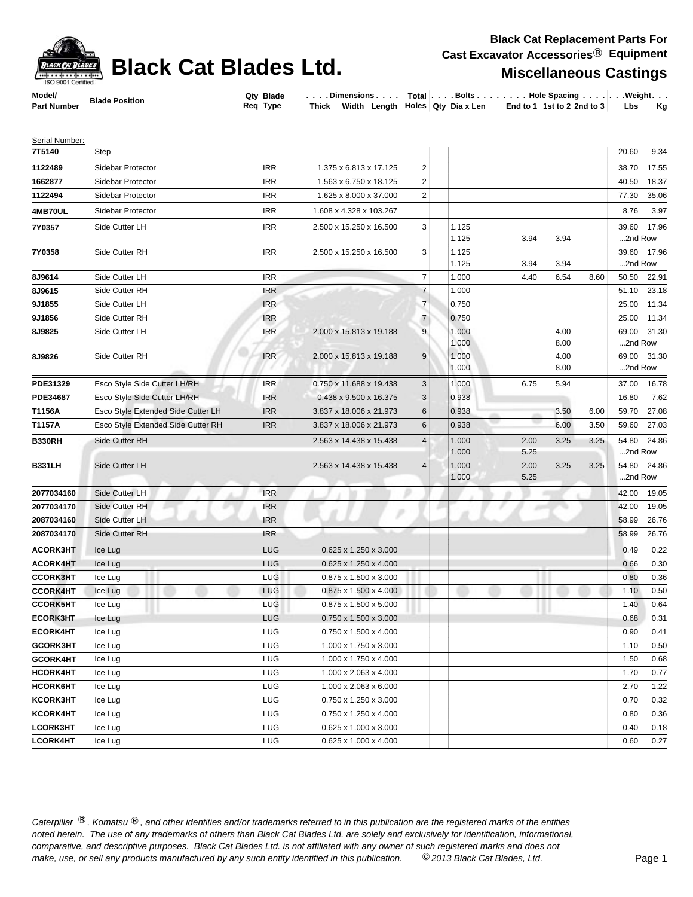# Black Cat Blades Ltd.

**Black Cat Replacement Parts For Cast Excavator Accessories® Equipment**

**Miscellaneous Castings**

| Model/ Part Number | Blade Position | Qty Req | Blade Type | Dimensions Thick x Width x Length | Total Holes | Bolts Qty | Bolts Dia x Len | Hole Spacing End to 1 | 1st to 2 | 2nd to 3 | Weight Lbs | Weight Kg |
|---|---|---|---|---|---|---|---|---|---|---|---|---|
| Serial Number: | | | | | | | | | | | | |
| **7T5140** | Step | | | | | | | | | | 20.60 | 9.34 |
| **1122489** | Sidebar Protector | | IRR | 1.375 x 6.813 x 17.125 | 2 | | | | | | 38.70 | 17.55 |
| **1662877** | Sidebar Protector | | IRR | 1.563 x 6.750 x 18.125 | 2 | | | | | | 40.50 | 18.37 |
| **1122494** | Sidebar Protector | | IRR | 1.625 x 8.000 x 37.000 | 2 | | | | | | 77.30 | 35.06 |
| **4MB70UL** | Sidebar Protector | | IRR | 1.608 x 4.328 x 103.267 | | | | | | | 8.76 | 3.97 |
| **7Y0357** | Side Cutter LH | | IRR | 2.500 x 15.250 x 16.500 | 3 | | 1.125 | | | | 39.60 | 17.96 |
| | | | | | | | 1.125 | 3.94 | 3.94 | | ...2nd Row | |
| **7Y0358** | Side Cutter RH | | IRR | 2.500 x 15.250 x 16.500 | 3 | | 1.125 | | | | 39.60 | 17.96 |
| | | | | | | | 1.125 | 3.94 | 3.94 | | ...2nd Row | |
| **8J9614** | Side Cutter LH | | IRR | | 7 | | 1.000 | 4.40 | 6.54 | 8.60 | 50.50 | 22.91 |
| **8J9615** | Side Cutter RH | | IRR | | 7 | | 1.000 | | | | 51.10 | 23.18 |
| **9J1855** | Side Cutter LH | | IRR | | 7 | | 0.750 | | | | 25.00 | 11.34 |
| **9J1856** | Side Cutter RH | | IRR | | 7 | | 0.750 | | | | 25.00 | 11.34 |
| **8J9825** | Side Cutter LH | | IRR | 2.000 x 15.813 x 19.188 | 9 | | 1.000 | | 4.00 | | 69.00 | 31.30 |
| | | | | | | | 1.000 | | 8.00 | | ...2nd Row | |
| **8J9826** | Side Cutter RH | | IRR | 2.000 x 15.813 x 19.188 | 9 | | 1.000 | | 4.00 | | 69.00 | 31.30 |
| | | | | | | | 1.000 | | 8.00 | | ...2nd Row | |
| **PDE31329** | Esco Style Side Cutter LH/RH | | IRR | 0.750 x 11.688 x 19.438 | 3 | | 1.000 | 6.75 | 5.94 | | 37.00 | 16.78 |
| **PDE34687** | Esco Style Side Cutter LH/RH | | IRR | 0.438 x 9.500 x 16.375 | 3 | | 0.938 | | | | 16.80 | 7.62 |
| **T1156A** | Esco Style Extended Side Cutter LH | | IRR | 3.837 x 18.006 x 21.973 | 6 | | 0.938 | | 3.50 | 6.00 | 59.70 | 27.08 |
| **T1157A** | Esco Style Extended Side Cutter RH | | IRR | 3.837 x 18.006 x 21.973 | 6 | | 0.938 | | 6.00 | 3.50 | 59.60 | 27.03 |
| **B330RH** | Side Cutter RH | | | 2.563 x 14.438 x 15.438 | 4 | | 1.000 | 2.00 | 3.25 | 3.25 | 54.80 | 24.86 |
| | | | | | | | 1.000 | 5.25 | | | ...2nd Row | |
| **B331LH** | Side Cutter LH | | | 2.563 x 14.438 x 15.438 | 4 | | 1.000 | 2.00 | 3.25 | 3.25 | 54.80 | 24.86 |
| | | | | | | | 1.000 | 5.25 | | | ...2nd Row | |
| **2077034160** | Side Cutter LH | | IRR | | | | | | | | 42.00 | 19.05 |
| **2077034170** | Side Cutter RH | | IRR | | | | | | | | 42.00 | 19.05 |
| **2087034160** | Side Cutter LH | | IRR | | | | | | | | 58.99 | 26.76 |
| **2087034170** | Side Cutter RH | | IRR | | | | | | | | 58.99 | 26.76 |
| **ACORK3HT** | Ice Lug | | LUG | 0.625 x 1.250 x 3.000 | | | | | | | 0.49 | 0.22 |
| **ACORK4HT** | Ice Lug | | LUG | 0.625 x 1.250 x 4.000 | | | | | | | 0.66 | 0.30 |
| **CCORK3HT** | Ice Lug | | LUG | 0.875 x 1.500 x 3.000 | | | | | | | 0.80 | 0.36 |
| **CCORK4HT** | Ice Lug | | LUG | 0.875 x 1.500 x 4.000 | | | | | | | 1.10 | 0.50 |
| **CCORK5HT** | Ice Lug | | LUG | 0.875 x 1.500 x 5.000 | | | | | | | 1.40 | 0.64 |
| **ECORK3HT** | Ice Lug | | LUG | 0.750 x 1.500 x 3.000 | | | | | | | 0.68 | 0.31 |
| **ECORK4HT** | Ice Lug | | LUG | 0.750 x 1.500 x 4.000 | | | | | | | 0.90 | 0.41 |
| **GCORK3HT** | Ice Lug | | LUG | 1.000 x 1.750 x 3.000 | | | | | | | 1.10 | 0.50 |
| **GCORK4HT** | Ice Lug | | LUG | 1.000 x 1.750 x 4.000 | | | | | | | 1.50 | 0.68 |
| **HCORK4HT** | Ice Lug | | LUG | 1.000 x 2.063 x 4.000 | | | | | | | 1.70 | 0.77 |
| **HCORK6HT** | Ice Lug | | LUG | 1.000 x 2.063 x 6.000 | | | | | | | 2.70 | 1.22 |
| **KCORK3HT** | Ice Lug | | LUG | 0.750 x 1.250 x 3.000 | | | | | | | 0.70 | 0.32 |
| **KCORK4HT** | Ice Lug | | LUG | 0.750 x 1.250 x 4.000 | | | | | | | 0.80 | 0.36 |
| **LCORK3HT** | Ice Lug | | LUG | 0.625 x 1.000 x 3.000 | | | | | | | 0.40 | 0.18 |
| **LCORK4HT** | Ice Lug | | LUG | 0.625 x 1.000 x 4.000 | | | | | | | 0.60 | 0.27 |

*Caterpillar ®, Komatsu ®, and other identities and/or trademarks referred to in this publication are the registered marks of the entities noted herein. The use of any trademarks of others than Black Cat Blades Ltd. are solely and exclusively for identification, informational, comparative, and descriptive purposes. Black Cat Blades Ltd. is not affiliated with any owner of such registered marks and does not make, use, or sell any products manufactured by any such entity identified in this publication. © 2013 Black Cat Blades, Ltd.*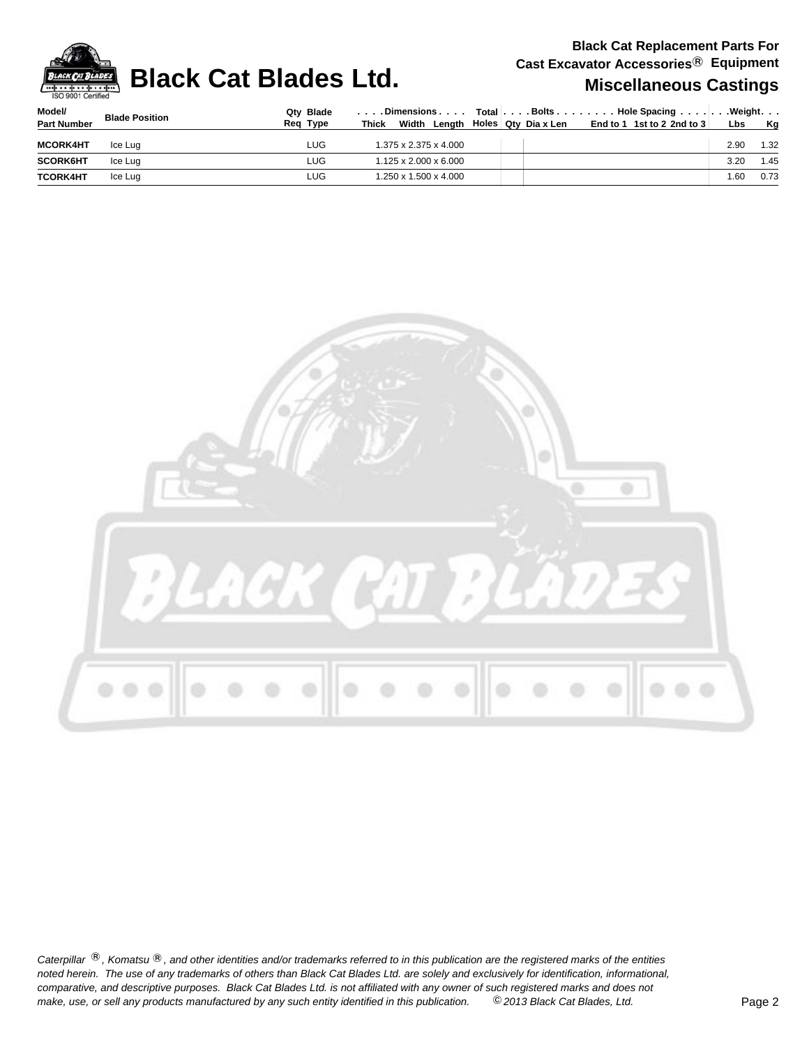# Black Cat Blades Ltd.

**Black Cat Replacement Parts For Cast Excavator Accessories® Equipment**

## Miscellaneous Castings

| Model/ Part Number | Blade Position | Qty Req | Blade Type | Dimensions Thick x Width x Length | Total Holes | Bolts Qty | Bolts Dia x Len | Hole Spacing End to 1 | Hole Spacing 1st to 2 | Hole Spacing 2nd to 3 | Weight Lbs | Weight Kg |
|---|---|---|---|---|---|---|---|---|---|---|---|---|
| **MCORK4HT** | Ice Lug | | LUG | 1.375 x 2.375 x 4.000 | | | | | | | 2.90 | 1.32 |
| **SCORK6HT** | Ice Lug | | LUG | 1.125 x 2.000 x 6.000 | | | | | | | 3.20 | 1.45 |
| **TCORK4HT** | Ice Lug | | LUG | 1.250 x 1.500 x 4.000 | | | | | | | 1.60 | 0.73 |

*Caterpillar ®, Komatsu ®, and other identities and/or trademarks referred to in this publication are the registered marks of the entities noted herein. The use of any trademarks of others than Black Cat Blades Ltd. are solely and exclusively for identification, informational, comparative, and descriptive purposes. Black Cat Blades Ltd. is not affiliated with any owner of such registered marks and does not make, use, or sell any products manufactured by any such entity identified in this publication. © 2013 Black Cat Blades, Ltd.*